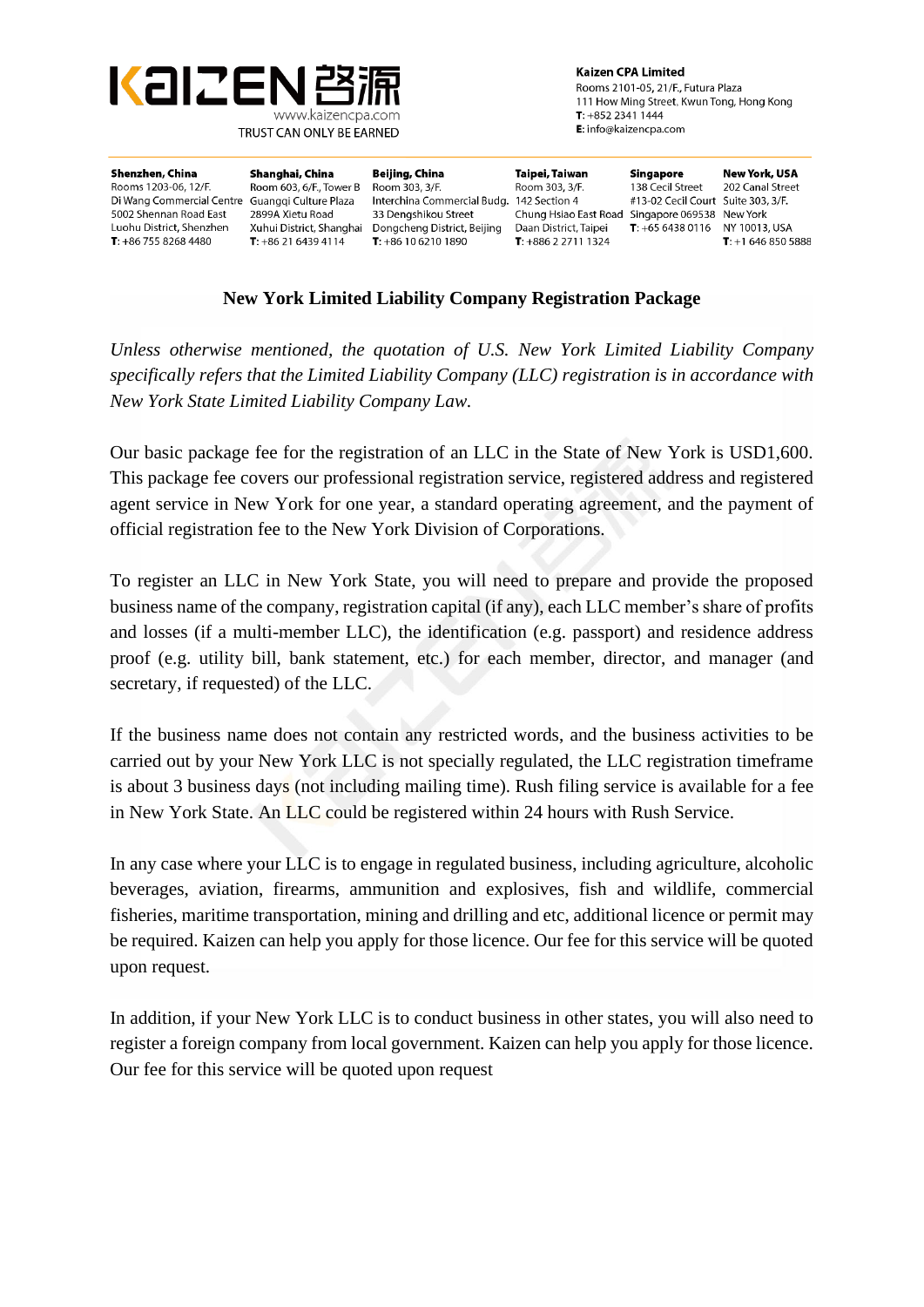**Kaizen CPA Limited**
Rooms 2101-05, 21/F., Futura Plaza
111 How Ming Street, Kwun Tong, Hong Kong
**T:** +852 2341 1444
**E:** info@kaizencpa.com

KAIZEN 启源
www.kaizencpa.com
TRUST CAN ONLY BE EARNED

| Shenzhen, China | Shanghai, China | Beijing, China | Taipei, Taiwan | Singapore | New York, USA |
|---|---|---|---|---|---|
| Rooms 1203-06, 12/F. | Room 603, 6/F., Tower B | Room 303, 3/F. | Room 303, 3/F. | 138 Cecil Street | 202 Canal Street |
| Di Wang Commercial Centre | Guangqi Culture Plaza | Interchina Commercial Budg. | 142 Section 4 | #13-02 Cecil Court | Suite 303, 3/F. |
| 5002 Shennan Road East | 2899A Xietu Road | 33 Dengshikou Street | Chung Hsiao East Road | Singapore 069538 | New York |
| Luohu District, Shenzhen | Xuhui District, Shanghai | Dongcheng District, Beijing | Daan District, Taipei | T: +65 6438 0116 | NY 10013, USA |
| T: +86 755 8268 4480 | T: +86 21 6439 4114 | T: +86 10 6210 1890 | T: +886 2 2711 1324 | | T: +1 646 850 5888 |

# New York Limited Liability Company Registration Package

*Unless otherwise mentioned, the quotation of U.S. New York Limited Liability Company specifically refers that the Limited Liability Company (LLC) registration is in accordance with New York State Limited Liability Company Law.*

Our basic package fee for the registration of an LLC in the State of New York is USD1,600. This package fee covers our professional registration service, registered address and registered agent service in New York for one year, a standard operating agreement, and the payment of official registration fee to the New York Division of Corporations.

To register an LLC in New York State, you will need to prepare and provide the proposed business name of the company, registration capital (if any), each LLC member's share of profits and losses (if a multi-member LLC), the identification (e.g. passport) and residence address proof (e.g. utility bill, bank statement, etc.) for each member, director, and manager (and secretary, if requested) of the LLC.

If the business name does not contain any restricted words, and the business activities to be carried out by your New York LLC is not specially regulated, the LLC registration timeframe is about 3 business days (not including mailing time). Rush filing service is available for a fee in New York State. An LLC could be registered within 24 hours with Rush Service.

In any case where your LLC is to engage in regulated business, including agriculture, alcoholic beverages, aviation, firearms, ammunition and explosives, fish and wildlife, commercial fisheries, maritime transportation, mining and drilling and etc, additional licence or permit may be required. Kaizen can help you apply for those licence. Our fee for this service will be quoted upon request.

In addition, if your New York LLC is to conduct business in other states, you will also need to register a foreign company from local government. Kaizen can help you apply for those licence. Our fee for this service will be quoted upon request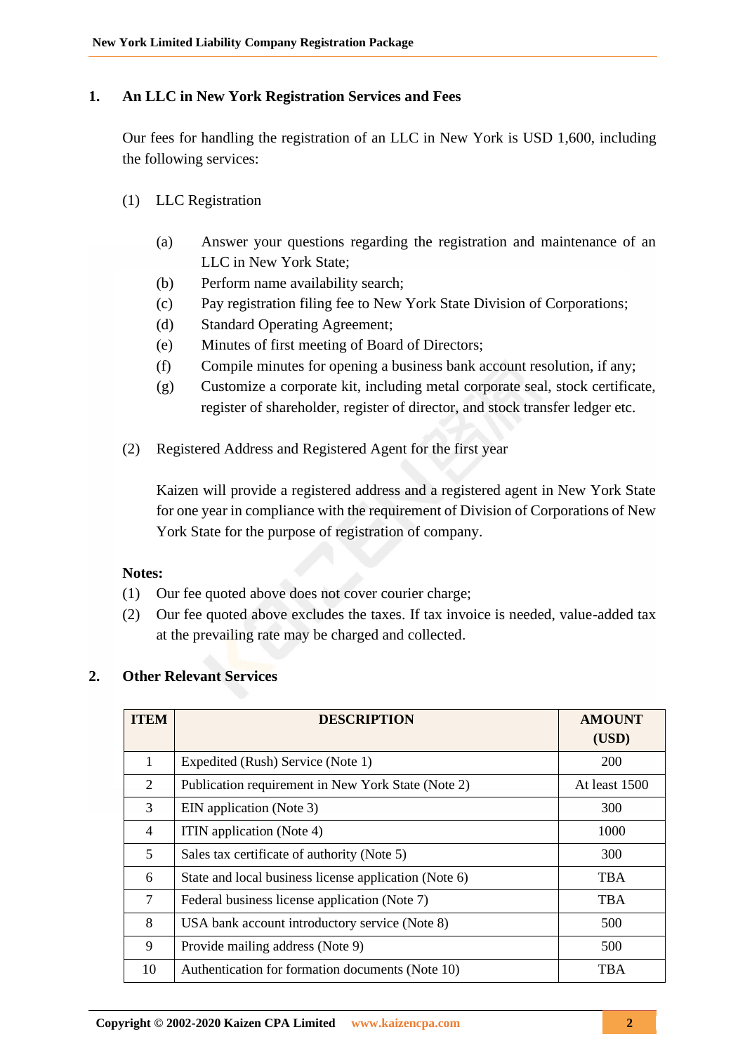## 1. An LLC in New York Registration Services and Fees

Our fees for handling the registration of an LLC in New York is USD 1,600, including the following services:

(1) LLC Registration

- (a) Answer your questions regarding the registration and maintenance of an LLC in New York State;
- (b) Perform name availability search;
- (c) Pay registration filing fee to New York State Division of Corporations;
- (d) Standard Operating Agreement;
- (e) Minutes of first meeting of Board of Directors;
- (f) Compile minutes for opening a business bank account resolution, if any;
- (g) Customize a corporate kit, including metal corporate seal, stock certificate, register of shareholder, register of director, and stock transfer ledger etc.

(2) Registered Address and Registered Agent for the first year

Kaizen will provide a registered address and a registered agent in New York State for one year in compliance with the requirement of Division of Corporations of New York State for the purpose of registration of company.

**Notes:**

(1) Our fee quoted above does not cover courier charge;

(2) Our fee quoted above excludes the taxes. If tax invoice is needed, value-added tax at the prevailing rate may be charged and collected.

## 2. Other Relevant Services

| ITEM | DESCRIPTION | AMOUNT (USD) |
|---|---|---|
| 1 | Expedited (Rush) Service (Note 1) | 200 |
| 2 | Publication requirement in New York State (Note 2) | At least 1500 |
| 3 | EIN application (Note 3) | 300 |
| 4 | ITIN application (Note 4) | 1000 |
| 5 | Sales tax certificate of authority (Note 5) | 300 |
| 6 | State and local business license application (Note 6) | TBA |
| 7 | Federal business license application (Note 7) | TBA |
| 8 | USA bank account introductory service (Note 8) | 500 |
| 9 | Provide mailing address (Note 9) | 500 |
| 10 | Authentication for formation documents (Note 10) | TBA |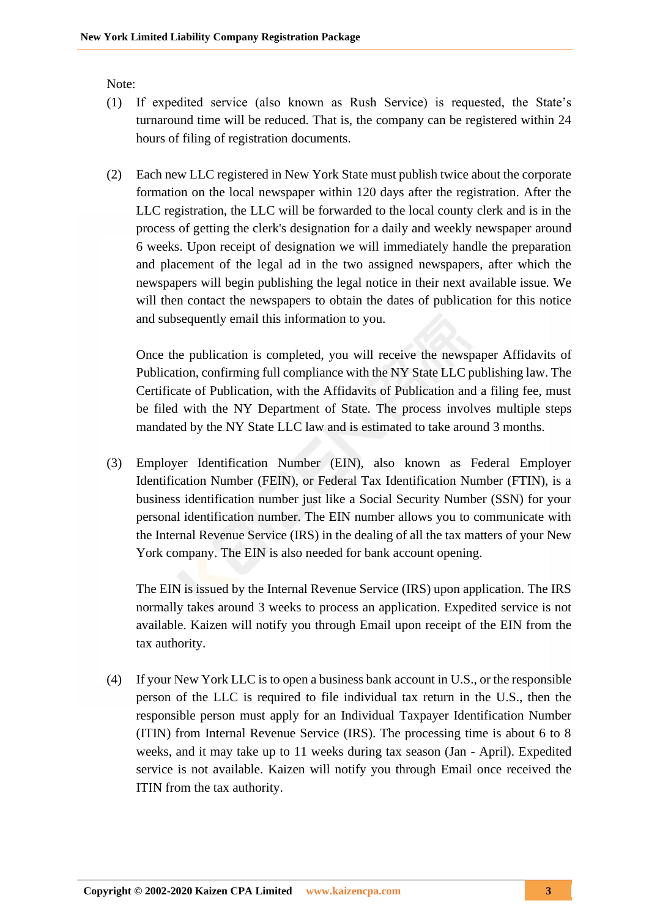Note:

(1) If expedited service (also known as Rush Service) is requested, the State's turnaround time will be reduced. That is, the company can be registered within 24 hours of filing of registration documents.

(2) Each new LLC registered in New York State must publish twice about the corporate formation on the local newspaper within 120 days after the registration. After the LLC registration, the LLC will be forwarded to the local county clerk and is in the process of getting the clerk's designation for a daily and weekly newspaper around 6 weeks. Upon receipt of designation we will immediately handle the preparation and placement of the legal ad in the two assigned newspapers, after which the newspapers will begin publishing the legal notice in their next available issue. We will then contact the newspapers to obtain the dates of publication for this notice and subsequently email this information to you.

    Once the publication is completed, you will receive the newspaper Affidavits of Publication, confirming full compliance with the NY State LLC publishing law. The Certificate of Publication, with the Affidavits of Publication and a filing fee, must be filed with the NY Department of State. The process involves multiple steps mandated by the NY State LLC law and is estimated to take around 3 months.

(3) Employer Identification Number (EIN), also known as Federal Employer Identification Number (FEIN), or Federal Tax Identification Number (FTIN), is a business identification number just like a Social Security Number (SSN) for your personal identification number. The EIN number allows you to communicate with the Internal Revenue Service (IRS) in the dealing of all the tax matters of your New York company. The EIN is also needed for bank account opening.

    The EIN is issued by the Internal Revenue Service (IRS) upon application. The IRS normally takes around 3 weeks to process an application. Expedited service is not available. Kaizen will notify you through Email upon receipt of the EIN from the tax authority.

(4) If your New York LLC is to open a business bank account in U.S., or the responsible person of the LLC is required to file individual tax return in the U.S., then the responsible person must apply for an Individual Taxpayer Identification Number (ITIN) from Internal Revenue Service (IRS). The processing time is about 6 to 8 weeks, and it may take up to 11 weeks during tax season (Jan - April). Expedited service is not available. Kaizen will notify you through Email once received the ITIN from the tax authority.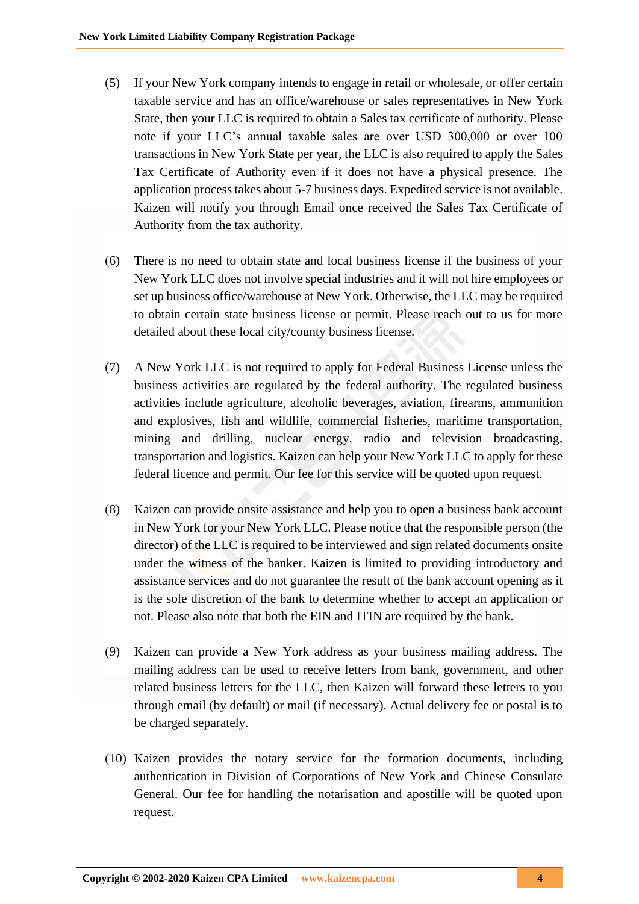(5) If your New York company intends to engage in retail or wholesale, or offer certain taxable service and has an office/warehouse or sales representatives in New York State, then your LLC is required to obtain a Sales tax certificate of authority. Please note if your LLC's annual taxable sales are over USD 300,000 or over 100 transactions in New York State per year, the LLC is also required to apply the Sales Tax Certificate of Authority even if it does not have a physical presence. The application process takes about 5-7 business days. Expedited service is not available. Kaizen will notify you through Email once received the Sales Tax Certificate of Authority from the tax authority.

(6) There is no need to obtain state and local business license if the business of your New York LLC does not involve special industries and it will not hire employees or set up business office/warehouse at New York. Otherwise, the LLC may be required to obtain certain state business license or permit. Please reach out to us for more detailed about these local city/county business license.

(7) A New York LLC is not required to apply for Federal Business License unless the business activities are regulated by the federal authority. The regulated business activities include agriculture, alcoholic beverages, aviation, firearms, ammunition and explosives, fish and wildlife, commercial fisheries, maritime transportation, mining and drilling, nuclear energy, radio and television broadcasting, transportation and logistics. Kaizen can help your New York LLC to apply for these federal licence and permit. Our fee for this service will be quoted upon request.

(8) Kaizen can provide onsite assistance and help you to open a business bank account in New York for your New York LLC. Please notice that the responsible person (the director) of the LLC is required to be interviewed and sign related documents onsite under the witness of the banker. Kaizen is limited to providing introductory and assistance services and do not guarantee the result of the bank account opening as it is the sole discretion of the bank to determine whether to accept an application or not. Please also note that both the EIN and ITIN are required by the bank.

(9) Kaizen can provide a New York address as your business mailing address. The mailing address can be used to receive letters from bank, government, and other related business letters for the LLC, then Kaizen will forward these letters to you through email (by default) or mail (if necessary). Actual delivery fee or postal is to be charged separately.

(10) Kaizen provides the notary service for the formation documents, including authentication in Division of Corporations of New York and Chinese Consulate General. Our fee for handling the notarisation and apostille will be quoted upon request.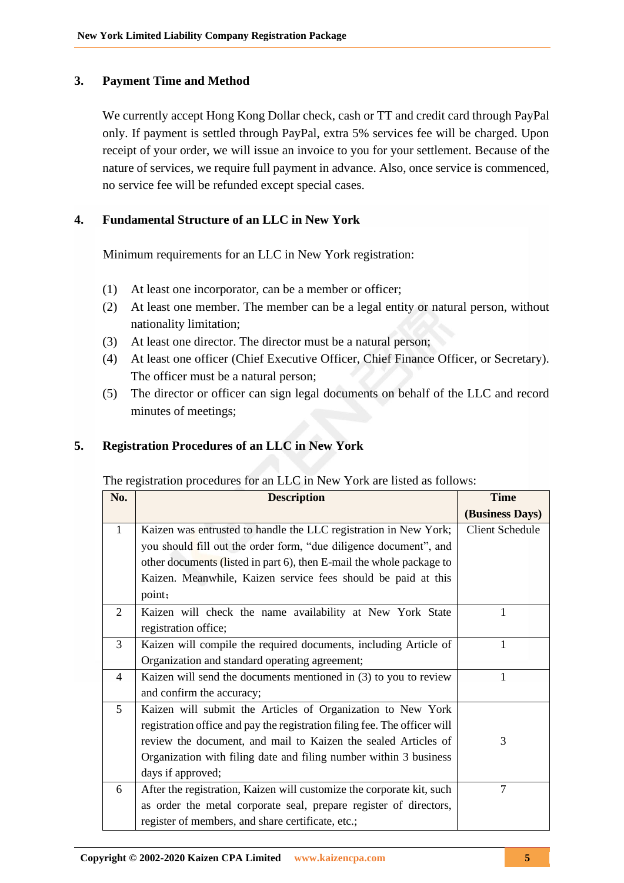## 3. Payment Time and Method

We currently accept Hong Kong Dollar check, cash or TT and credit card through PayPal only. If payment is settled through PayPal, extra 5% services fee will be charged. Upon receipt of your order, we will issue an invoice to you for your settlement. Because of the nature of services, we require full payment in advance. Also, once service is commenced, no service fee will be refunded except special cases.

## 4. Fundamental Structure of an LLC in New York

Minimum requirements for an LLC in New York registration:

(1) At least one incorporator, can be a member or officer;
(2) At least one member. The member can be a legal entity or natural person, without nationality limitation;
(3) At least one director. The director must be a natural person;
(4) At least one officer (Chief Executive Officer, Chief Finance Officer, or Secretary). The officer must be a natural person;
(5) The director or officer can sign legal documents on behalf of the LLC and record minutes of meetings;

## 5. Registration Procedures of an LLC in New York

The registration procedures for an LLC in New York are listed as follows:

| No. | Description | Time (Business Days) |
|---|---|---|
| 1 | Kaizen was entrusted to handle the LLC registration in New York; you should fill out the order form, "due diligence document", and other documents (listed in part 6), then E-mail the whole package to Kaizen. Meanwhile, Kaizen service fees should be paid at this point; | Client Schedule |
| 2 | Kaizen will check the name availability at New York State registration office; | 1 |
| 3 | Kaizen will compile the required documents, including Article of Organization and standard operating agreement; | 1 |
| 4 | Kaizen will send the documents mentioned in (3) to you to review and confirm the accuracy; | 1 |
| 5 | Kaizen will submit the Articles of Organization to New York registration office and pay the registration filing fee. The officer will review the document, and mail to Kaizen the sealed Articles of Organization with filing date and filing number within 3 business days if approved; | 3 |
| 6 | After the registration, Kaizen will customize the corporate kit, such as order the metal corporate seal, prepare register of directors, register of members, and share certificate, etc.; | 7 |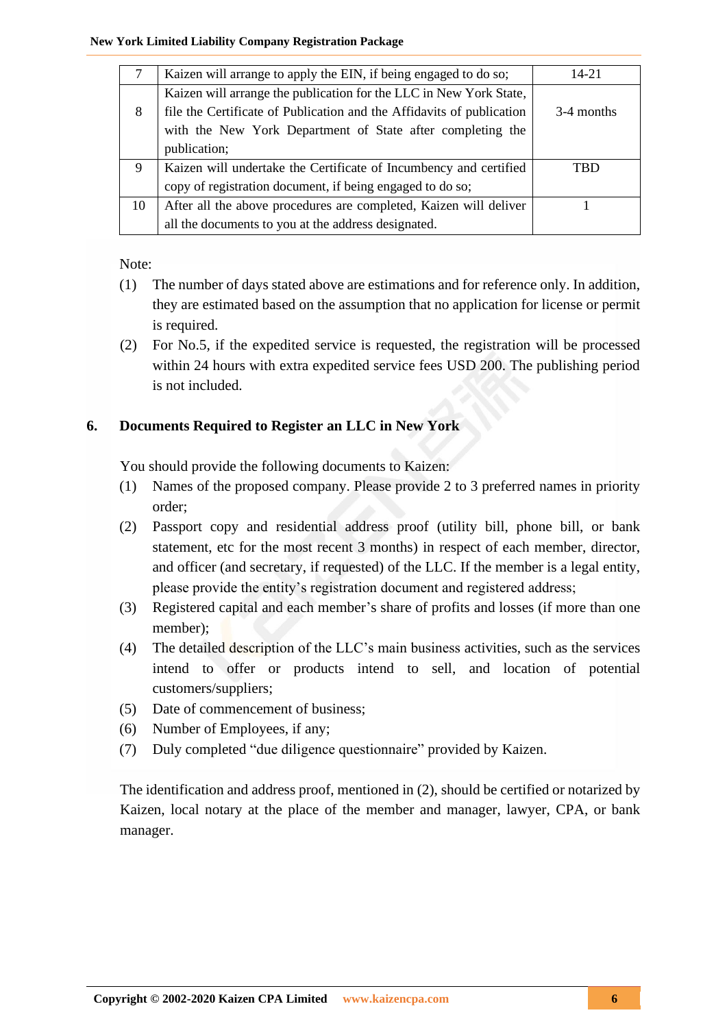| 7 | Kaizen will arrange to apply the EIN, if being engaged to do so; | 14-21 |
|---|---|---|
| 8 | Kaizen will arrange the publication for the LLC in New York State, file the Certificate of Publication and the Affidavits of publication with the New York Department of State after completing the publication; | 3-4 months |
| 9 | Kaizen will undertake the Certificate of Incumbency and certified copy of registration document, if being engaged to do so; | TBD |
| 10 | After all the above procedures are completed, Kaizen will deliver all the documents to you at the address designated. | 1 |

Note:

(1) The number of days stated above are estimations and for reference only. In addition, they are estimated based on the assumption that no application for license or permit is required.

(2) For No.5, if the expedited service is requested, the registration will be processed within 24 hours with extra expedited service fees USD 200. The publishing period is not included.

## 6. Documents Required to Register an LLC in New York

You should provide the following documents to Kaizen:

(1) Names of the proposed company. Please provide 2 to 3 preferred names in priority order;

(2) Passport copy and residential address proof (utility bill, phone bill, or bank statement, etc for the most recent 3 months) in respect of each member, director, and officer (and secretary, if requested) of the LLC. If the member is a legal entity, please provide the entity's registration document and registered address;

(3) Registered capital and each member's share of profits and losses (if more than one member);

(4) The detailed description of the LLC's main business activities, such as the services intend to offer or products intend to sell, and location of potential customers/suppliers;

(5) Date of commencement of business;

(6) Number of Employees, if any;

(7) Duly completed "due diligence questionnaire" provided by Kaizen.

The identification and address proof, mentioned in (2), should be certified or notarized by Kaizen, local notary at the place of the member and manager, lawyer, CPA, or bank manager.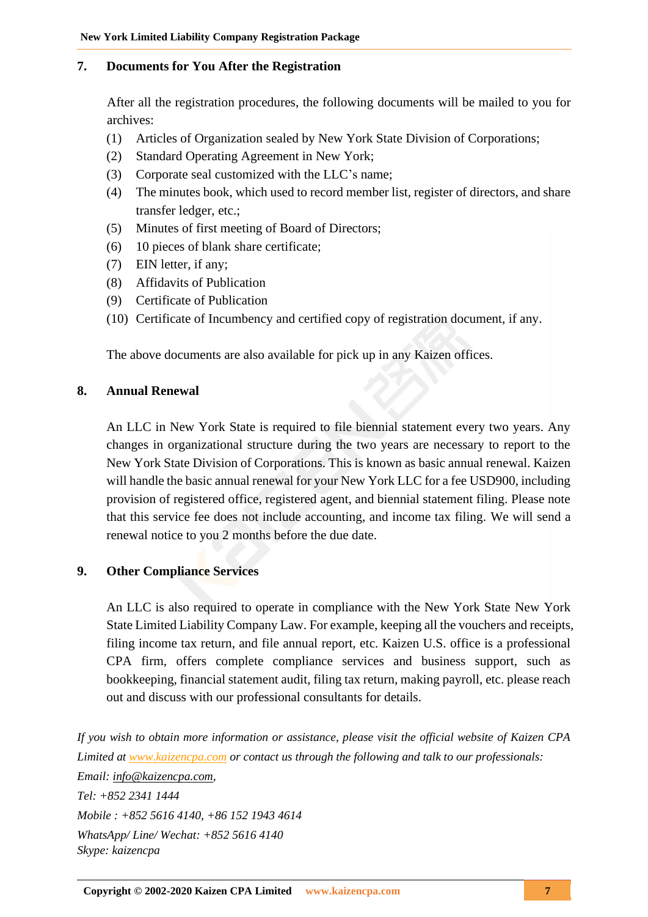## 7. Documents for You After the Registration

After all the registration procedures, the following documents will be mailed to you for archives:

(1) Articles of Organization sealed by New York State Division of Corporations;
(2) Standard Operating Agreement in New York;
(3) Corporate seal customized with the LLC's name;
(4) The minutes book, which used to record member list, register of directors, and share transfer ledger, etc.;
(5) Minutes of first meeting of Board of Directors;
(6) 10 pieces of blank share certificate;
(7) EIN letter, if any;
(8) Affidavits of Publication
(9) Certificate of Publication
(10) Certificate of Incumbency and certified copy of registration document, if any.

The above documents are also available for pick up in any Kaizen offices.

## 8. Annual Renewal

An LLC in New York State is required to file biennial statement every two years. Any changes in organizational structure during the two years are necessary to report to the New York State Division of Corporations. This is known as basic annual renewal. Kaizen will handle the basic annual renewal for your New York LLC for a fee USD900, including provision of registered office, registered agent, and biennial statement filing. Please note that this service fee does not include accounting, and income tax filing. We will send a renewal notice to you 2 months before the due date.

## 9. Other Compliance Services

An LLC is also required to operate in compliance with the New York State New York State Limited Liability Company Law. For example, keeping all the vouchers and receipts, filing income tax return, and file annual report, etc. Kaizen U.S. office is a professional CPA firm, offers complete compliance services and business support, such as bookkeeping, financial statement audit, filing tax return, making payroll, etc. please reach out and discuss with our professional consultants for details.

*If you wish to obtain more information or assistance, please visit the official website of Kaizen CPA Limited at www.kaizencpa.com or contact us through the following and talk to our professionals:*

*Email: info@kaizencpa.com,*

*Tel: +852 2341 1444*

*Mobile : +852 5616 4140, +86 152 1943 4614*

*WhatsApp/ Line/ Wechat: +852 5616 4140*

*Skype: kaizencpa*